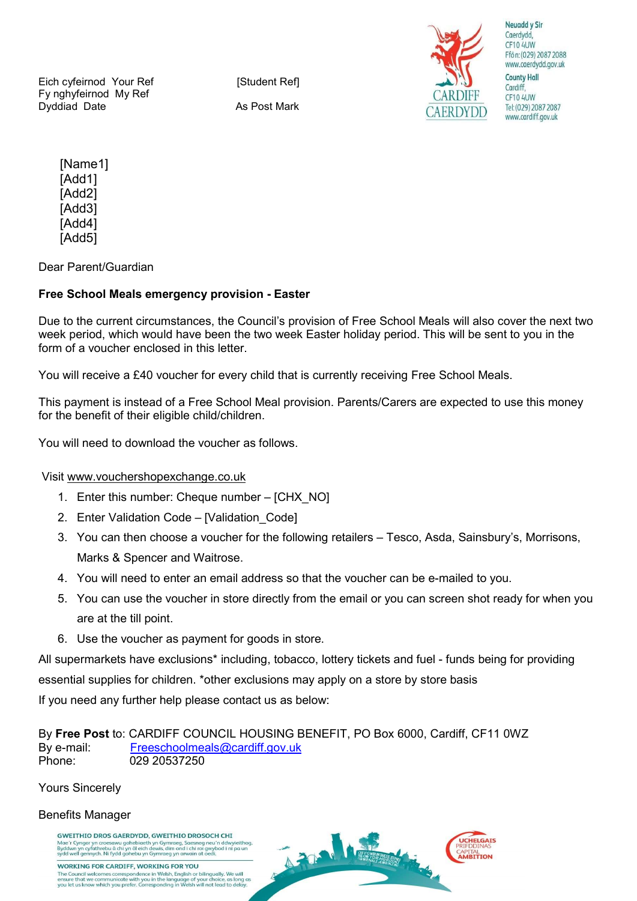Neuadd y Sir
Caerdydd,
CF10 4UW
Ffôn: (029) 2087 2088
www.caerdydd.gov.uk

County Hall
Cardiff,
CF10 4UW
Tel: (029) 2087 2087
www.cardiff.gov.uk

CARDIFF
CAERDYDD

Eich cyfeirnod Your Ref
Fy nghyfeirnod My Ref [Student Ref]
Dyddiad Date As Post Mark

[Name1]
[Add1]
[Add2]
[Add3]
[Add4]
[Add5]

Dear Parent/Guardian

**Free School Meals emergency provision - Easter**

Due to the current circumstances, the Council's provision of Free School Meals will also cover the next two week period, which would have been the two week Easter holiday period. This will be sent to you in the form of a voucher enclosed in this letter.

You will receive a £40 voucher for every child that is currently receiving Free School Meals.

This payment is instead of a Free School Meal provision. Parents/Carers are expected to use this money for the benefit of their eligible child/children.

You will need to download the voucher as follows.

Visit www.vouchershopexchange.co.uk

1. Enter this number: Cheque number – [CHX_NO]
2. Enter Validation Code – [Validation_Code]
3. You can then choose a voucher for the following retailers – Tesco, Asda, Sainsbury's, Morrisons, Marks & Spencer and Waitrose.
4. You will need to enter an email address so that the voucher can be e-mailed to you.
5. You can use the voucher in store directly from the email or you can screen shot ready for when you are at the till point.
6. Use the voucher as payment for goods in store.

All supermarkets have exclusions* including, tobacco, lottery tickets and fuel - funds being for providing essential supplies for children. *other exclusions may apply on a store by store basis

If you need any further help please contact us as below:

By **Free Post** to: CARDIFF COUNCIL HOUSING BENEFIT, PO Box 6000, Cardiff, CF11 0WZ
By e-mail: Freeschoolmeals@cardiff.gov.uk
Phone: 029 20537250

Yours Sincerely

Benefits Manager

**GWEITHIO DROS GAERDYDD, GWEITHIO DROSOCH CHI**
Mae'r Cyngor yn croesawu gohebiaeth yn Gymraeg, Saesneg neu'n ddwyieithog. Byddwn yn cyfathrebu â chi yn ôl eich dewis, dim ond i chi roi gwybod i ni pa un sydd well gennych. Ni fydd gohebu yn Gymraeg yn arwain at oedi.

**WORKING FOR CARDIFF, WORKING FOR YOU**
The Council welcomes correspondence in Welsh, English or bilingually. We will ensure that we communicate with you in the language of your choice, as long as you let us know which you prefer. Corresponding in Welsh will not lead to delay.

UCHELGAIS PRIFDDINAS
CAPITAL AMBITION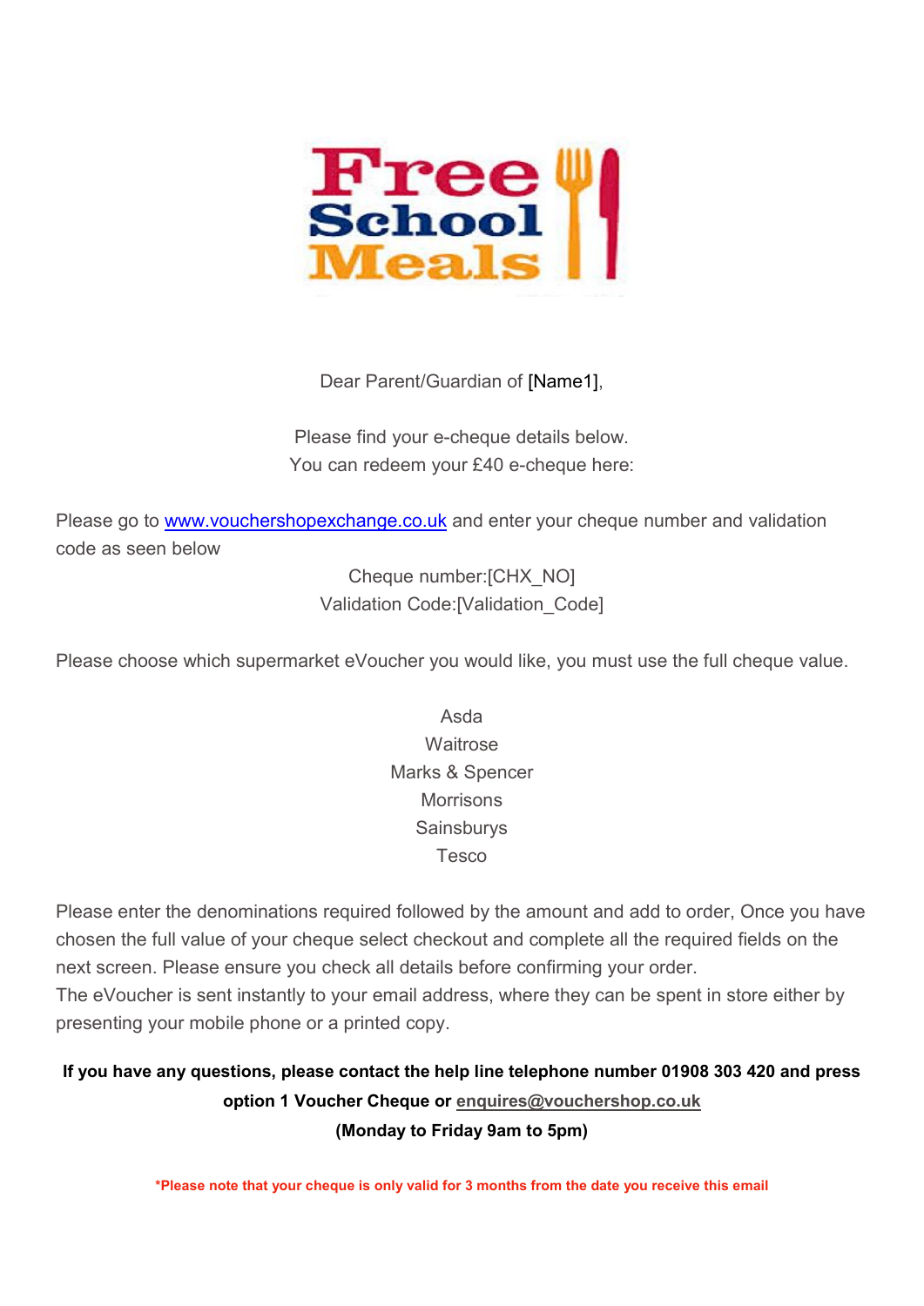# Free School Meals

Dear Parent/Guardian of [Name1],

Please find your e-cheque details below.
You can redeem your £40 e-cheque here:

Please go to www.vouchershopexchange.co.uk and enter your cheque number and validation code as seen below

Cheque number:[CHX_NO]
Validation Code:[Validation_Code]

Please choose which supermarket eVoucher you would like, you must use the full cheque value.

Asda
Waitrose
Marks & Spencer
Morrisons
Sainsburys
Tesco

Please enter the denominations required followed by the amount and add to order, Once you have chosen the full value of your cheque select checkout and complete all the required fields on the next screen. Please ensure you check all details before confirming your order.
The eVoucher is sent instantly to your email address, where they can be spent in store either by presenting your mobile phone or a printed copy.

**If you have any questions, please contact the help line telephone number 01908 303 420 and press option 1 Voucher Cheque or enquires@vouchershop.co.uk**
**(Monday to Friday 9am to 5pm)**

***Please note that your cheque is only valid for 3 months from the date you receive this email**